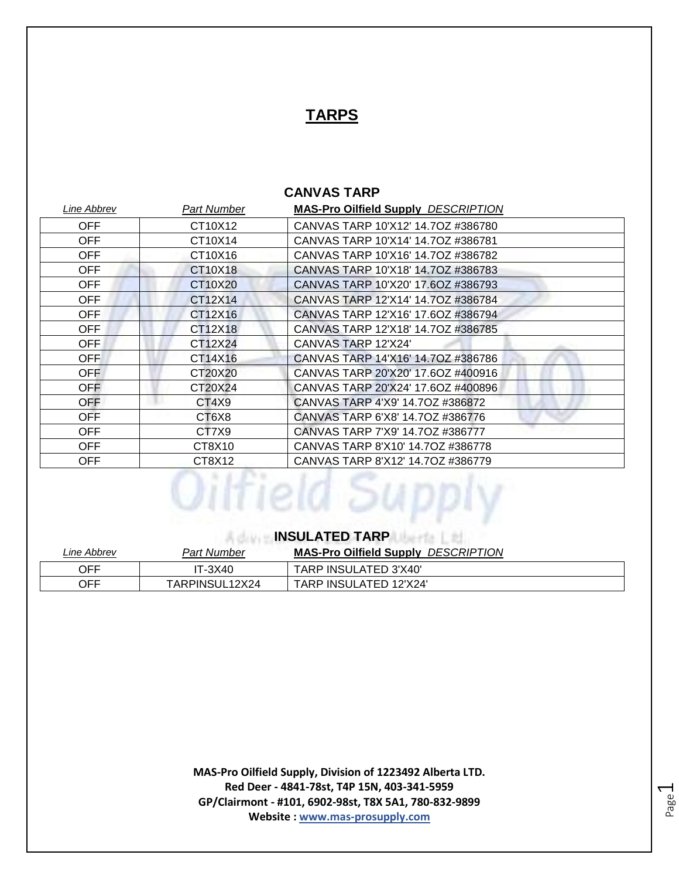# TARPS

## CANVAS TARP

| *Line Abbrev* | *Part Number* | **MAS-Pro Oilfield Supply** *DESCRIPTION* |
|---|---|---|
| OFF | CT10X12 | CANVAS TARP 10'X12' 14.7OZ #386780 |
| OFF | CT10X14 | CANVAS TARP 10'X14' 14.7OZ #386781 |
| OFF | CT10X16 | CANVAS TARP 10'X16' 14.7OZ #386782 |
| OFF | CT10X18 | CANVAS TARP 10'X18' 14.7OZ #386783 |
| OFF | CT10X20 | CANVAS TARP 10'X20' 17.6OZ #386793 |
| OFF | CT12X14 | CANVAS TARP 12'X14' 14.7OZ #386784 |
| OFF | CT12X16 | CANVAS TARP 12'X16' 17.6OZ #386794 |
| OFF | CT12X18 | CANVAS TARP 12'X18' 14.7OZ #386785 |
| OFF | CT12X24 | CANVAS TARP 12'X24' |
| OFF | CT14X16 | CANVAS TARP 14'X16' 14.7OZ #386786 |
| OFF | CT20X20 | CANVAS TARP 20'X20' 17.6OZ #400916 |
| OFF | CT20X24 | CANVAS TARP 20'X24' 17.6OZ #400896 |
| OFF | CT4X9 | CANVAS TARP 4'X9' 14.7OZ #386872 |
| OFF | CT6X8 | CANVAS TARP 6'X8' 14.7OZ #386776 |
| OFF | CT7X9 | CANVAS TARP 7'X9' 14.7OZ #386777 |
| OFF | CT8X10 | CANVAS TARP 8'X10' 14.7OZ #386778 |
| OFF | CT8X12 | CANVAS TARP 8'X12' 14.7OZ #386779 |

## INSULATED TARP

| *Line Abbrev* | *Part Number* | **MAS-Pro Oilfield Supply** *DESCRIPTION* |
|---|---|---|
| OFF | IT-3X40 | TARP INSULATED 3'X40' |
| OFF | TARPINSUL12X24 | TARP INSULATED 12'X24' |

**MAS-Pro Oilfield Supply, Division of 1223492 Alberta LTD.**
**Red Deer - 4841-78st, T4P 15N, 403-341-5959**
**GP/Clairmont - #101, 6902-98st, T8X 5A1, 780-832-9899**
**Website : www.mas-prosupply.com**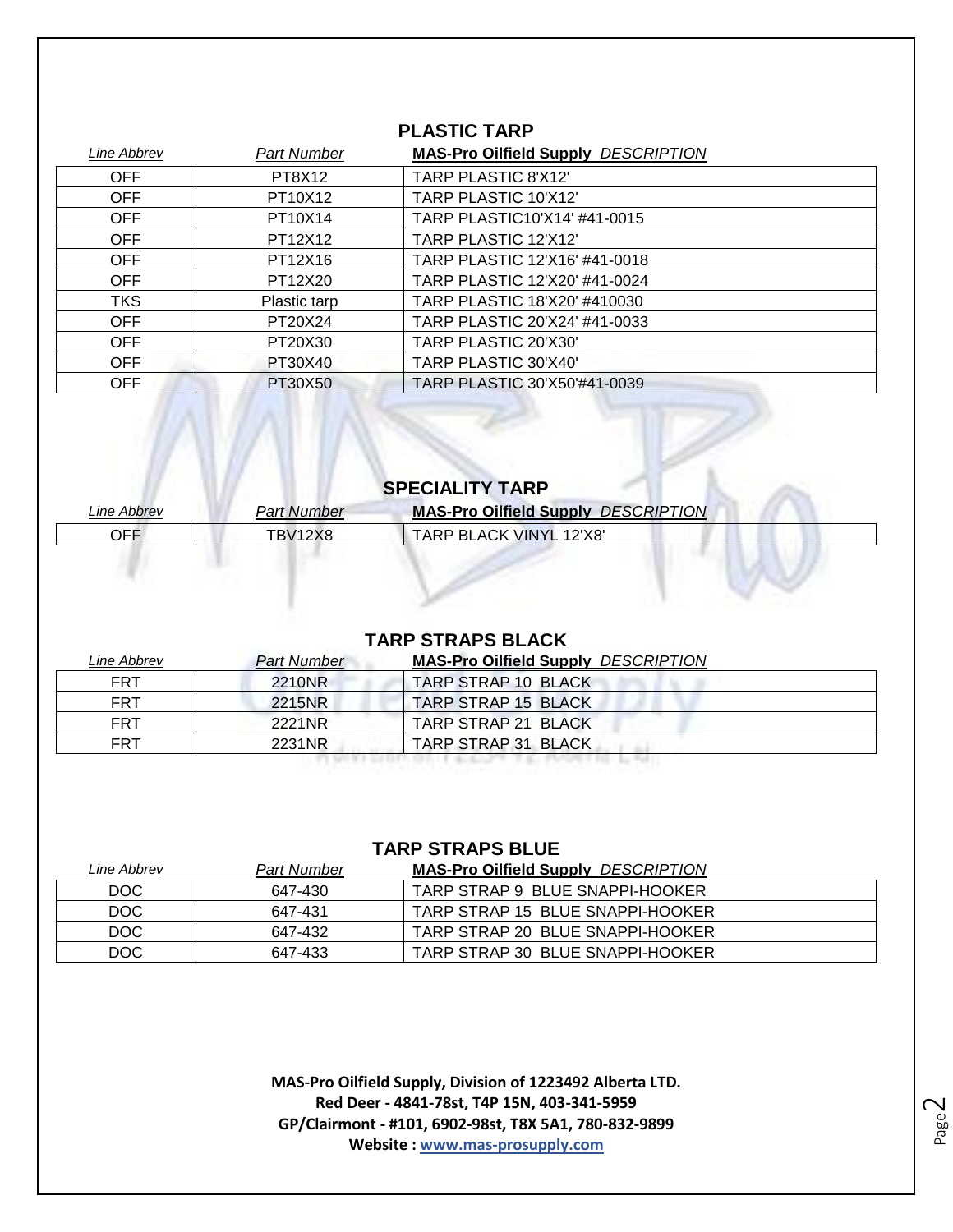## PLASTIC TARP

| *Line Abbrev* | *Part Number* | **MAS-Pro Oilfield Supply** *DESCRIPTION* |
|---|---|---|
| OFF | PT8X12 | TARP PLASTIC 8'X12' |
| OFF | PT10X12 | TARP PLASTIC 10'X12' |
| OFF | PT10X14 | TARP PLASTIC10'X14' #41-0015 |
| OFF | PT12X12 | TARP PLASTIC 12'X12' |
| OFF | PT12X16 | TARP PLASTIC 12'X16' #41-0018 |
| OFF | PT12X20 | TARP PLASTIC 12'X20' #41-0024 |
| TKS | Plastic tarp | TARP PLASTIC 18'X20' #410030 |
| OFF | PT20X24 | TARP PLASTIC 20'X24' #41-0033 |
| OFF | PT20X30 | TARP PLASTIC 20'X30' |
| OFF | PT30X40 | TARP PLASTIC 30'X40' |
| OFF | PT30X50 | TARP PLASTIC 30'X50'#41-0039 |

## SPECIALITY TARP

| *Line Abbrev* | *Part Number* | **MAS-Pro Oilfield Supply** *DESCRIPTION* |
|---|---|---|
| OFF | TBV12X8 | TARP BLACK VINYL 12'X8' |

## TARP STRAPS BLACK

| *Line Abbrev* | *Part Number* | **MAS-Pro Oilfield Supply** *DESCRIPTION* |
|---|---|---|
| FRT | 2210NR | TARP STRAP 10 BLACK |
| FRT | 2215NR | TARP STRAP 15 BLACK |
| FRT | 2221NR | TARP STRAP 21 BLACK |
| FRT | 2231NR | TARP STRAP 31 BLACK |

## TARP STRAPS BLUE

| *Line Abbrev* | *Part Number* | **MAS-Pro Oilfield Supply** *DESCRIPTION* |
|---|---|---|
| DOC | 647-430 | TARP STRAP 9 BLUE SNAPPI-HOOKER |
| DOC | 647-431 | TARP STRAP 15 BLUE SNAPPI-HOOKER |
| DOC | 647-432 | TARP STRAP 20 BLUE SNAPPI-HOOKER |
| DOC | 647-433 | TARP STRAP 30 BLUE SNAPPI-HOOKER |

**MAS-Pro Oilfield Supply, Division of 1223492 Alberta LTD.**
**Red Deer - 4841-78st, T4P 15N, 403-341-5959**
**GP/Clairmont - #101, 6902-98st, T8X 5A1, 780-832-9899**
**Website : www.mas-prosupply.com**